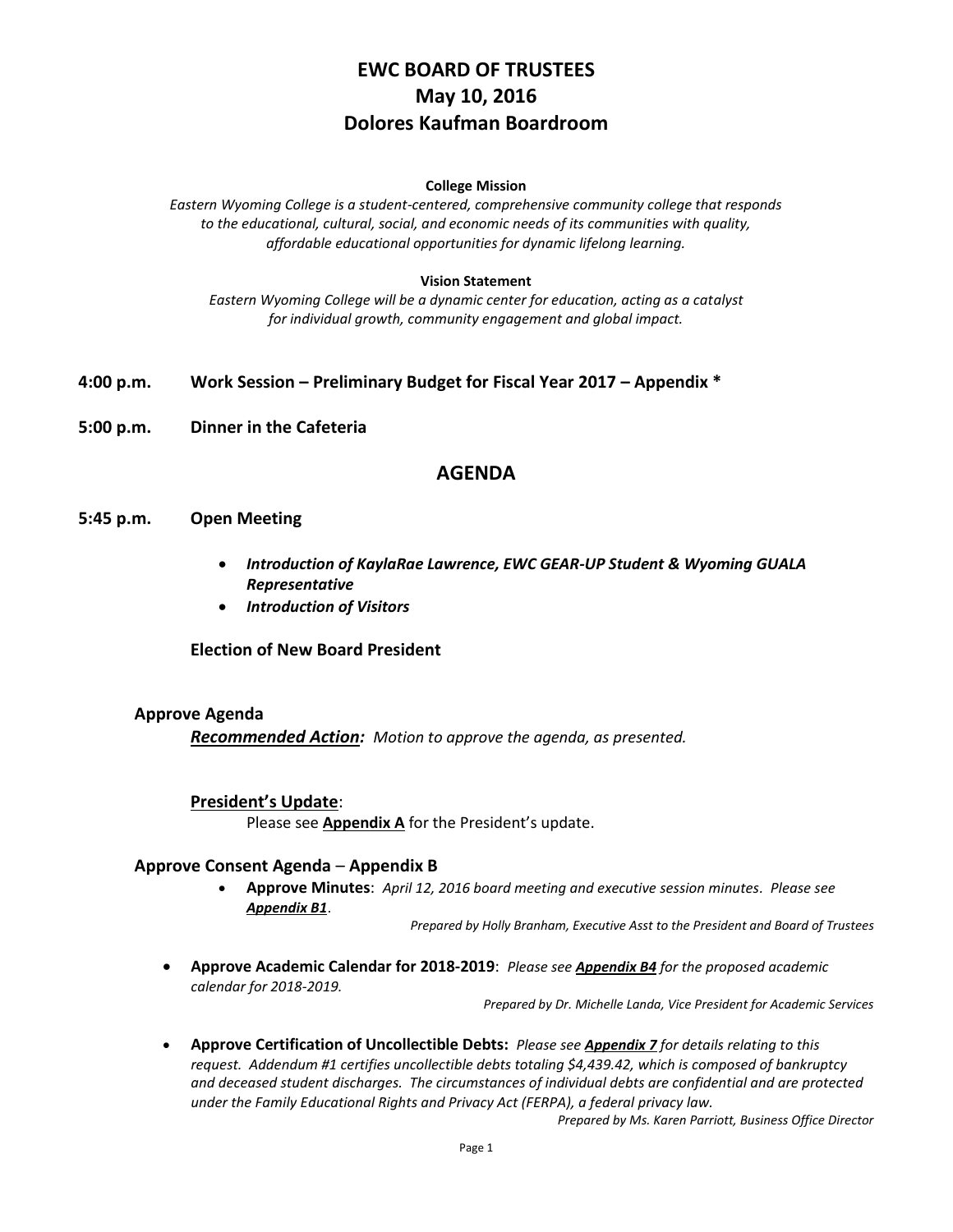# EWC BOARD OF TRUSTEES
# May 10, 2016
# Dolores Kaufman Boardroom

**College Mission**

*Eastern Wyoming College is a student-centered, comprehensive community college that responds to the educational, cultural, social, and economic needs of its communities with quality, affordable educational opportunities for dynamic lifelong learning.*

**Vision Statement**

*Eastern Wyoming College will be a dynamic center for education, acting as a catalyst for individual growth, community engagement and global impact.*

**4:00 p.m. Work Session – Preliminary Budget for Fiscal Year 2017 – Appendix ***

**5:00 p.m. Dinner in the Cafeteria**

## AGENDA

**5:45 p.m. Open Meeting**

- ***Introduction of KaylaRae Lawrence, EWC GEAR-UP Student & Wyoming GUALA Representative***
- ***Introduction of Visitors***

**Election of New Board President**

**Approve Agenda**

***Recommended Action:*** *Motion to approve the agenda, as presented.*

**President's Update**:

Please see **Appendix A** for the President's update.

**Approve Consent Agenda – Appendix B**

- **Approve Minutes**: *April 12, 2016 board meeting and executive session minutes. Please see **Appendix B1**.*

  *Prepared by Holly Branham, Executive Asst to the President and Board of Trustees*

- **Approve Academic Calendar for 2018-2019**: *Please see **Appendix B4** for the proposed academic calendar for 2018-2019.*

  *Prepared by Dr. Michelle Landa, Vice President for Academic Services*

- **Approve Certification of Uncollectible Debts:** *Please see **Appendix 7** for details relating to this request. Addendum #1 certifies uncollectible debts totaling $4,439.42, which is composed of bankruptcy and deceased student discharges. The circumstances of individual debts are confidential and are protected under the Family Educational Rights and Privacy Act (FERPA), a federal privacy law.*

  *Prepared by Ms. Karen Parriott, Business Office Director*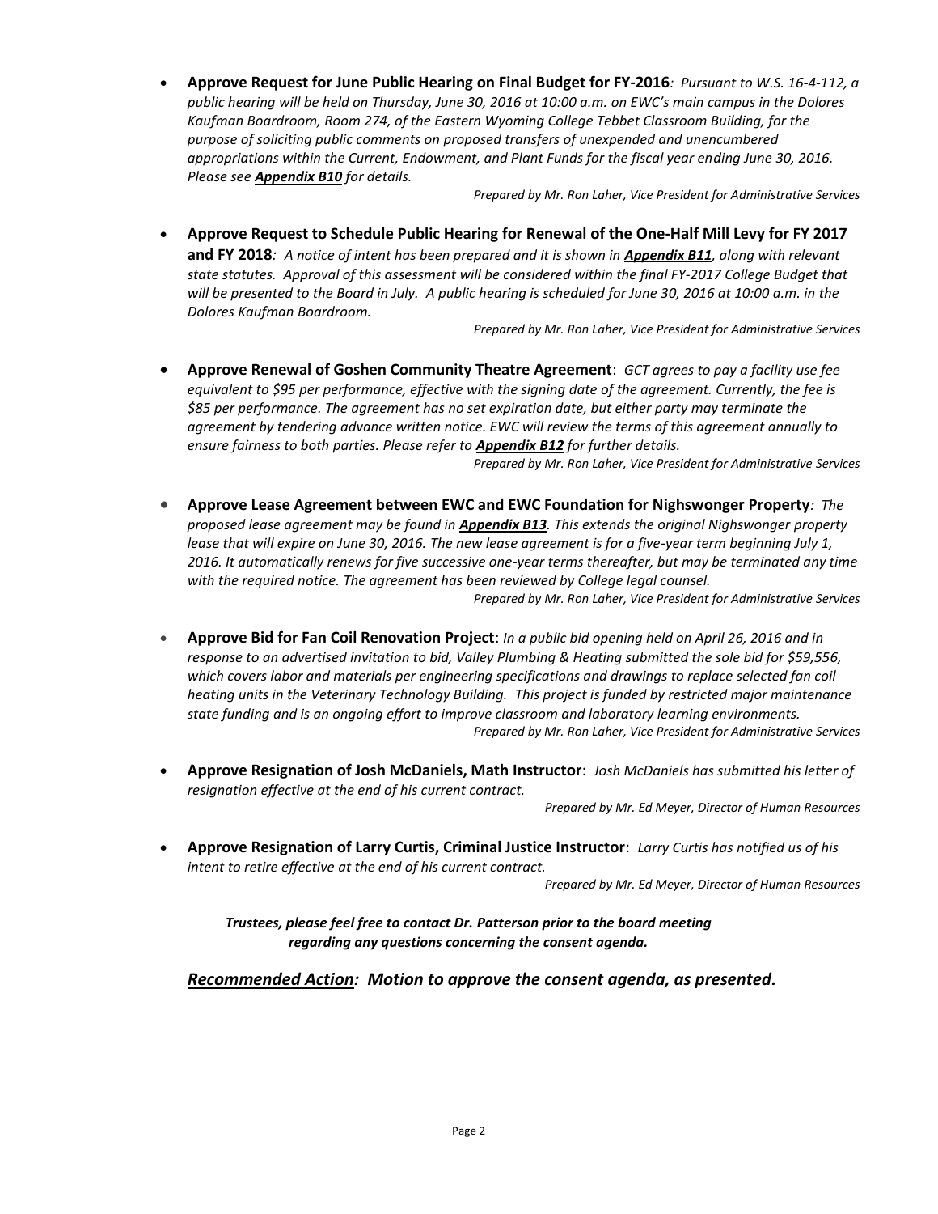- **Approve Request for June Public Hearing on Final Budget for FY-2016***: Pursuant to W.S. 16-4-112, a public hearing will be held on Thursday, June 30, 2016 at 10:00 a.m. on EWC's main campus in the Dolores Kaufman Boardroom, Room 274, of the Eastern Wyoming College Tebbet Classroom Building, for the purpose of soliciting public comments on proposed transfers of unexpended and unencumbered appropriations within the Current, Endowment, and Plant Funds for the fiscal year ending June 30, 2016. Please see* ***Appendix B10*** *for details.*

  *Prepared by Mr. Ron Laher, Vice President for Administrative Services*

- **Approve Request to Schedule Public Hearing for Renewal of the One-Half Mill Levy for FY 2017 and FY 2018***: A notice of intent has been prepared and it is shown in* ***Appendix B11****, along with relevant state statutes. Approval of this assessment will be considered within the final FY-2017 College Budget that will be presented to the Board in July. A public hearing is scheduled for June 30, 2016 at 10:00 a.m. in the Dolores Kaufman Boardroom.*

  *Prepared by Mr. Ron Laher, Vice President for Administrative Services*

- **Approve Renewal of Goshen Community Theatre Agreement**: *GCT agrees to pay a facility use fee equivalent to $95 per performance, effective with the signing date of the agreement. Currently, the fee is $85 per performance. The agreement has no set expiration date, but either party may terminate the agreement by tendering advance written notice. EWC will review the terms of this agreement annually to ensure fairness to both parties. Please refer to* ***Appendix B12*** *for further details.*

  *Prepared by Mr. Ron Laher, Vice President for Administrative Services*

- **Approve Lease Agreement between EWC and EWC Foundation for Nighswonger Property***: The proposed lease agreement may be found in* ***Appendix B13****. This extends the original Nighswonger property lease that will expire on June 30, 2016. The new lease agreement is for a five-year term beginning July 1, 2016. It automatically renews for five successive one-year terms thereafter, but may be terminated any time with the required notice. The agreement has been reviewed by College legal counsel.*

  *Prepared by Mr. Ron Laher, Vice President for Administrative Services*

- **Approve Bid for Fan Coil Renovation Project**: *In a public bid opening held on April 26, 2016 and in response to an advertised invitation to bid, Valley Plumbing & Heating submitted the sole bid for $59,556, which covers labor and materials per engineering specifications and drawings to replace selected fan coil heating units in the Veterinary Technology Building. This project is funded by restricted major maintenance state funding and is an ongoing effort to improve classroom and laboratory learning environments.*

  *Prepared by Mr. Ron Laher, Vice President for Administrative Services*

- **Approve Resignation of Josh McDaniels, Math Instructor**: *Josh McDaniels has submitted his letter of resignation effective at the end of his current contract.*

  *Prepared by Mr. Ed Meyer, Director of Human Resources*

- **Approve Resignation of Larry Curtis, Criminal Justice Instructor**: *Larry Curtis has notified us of his intent to retire effective at the end of his current contract.*

  *Prepared by Mr. Ed Meyer, Director of Human Resources*

***Trustees, please feel free to contact Dr. Patterson prior to the board meeting regarding any questions concerning the consent agenda.***

***Recommended Action:*** ***Motion to approve the consent agenda, as presented.***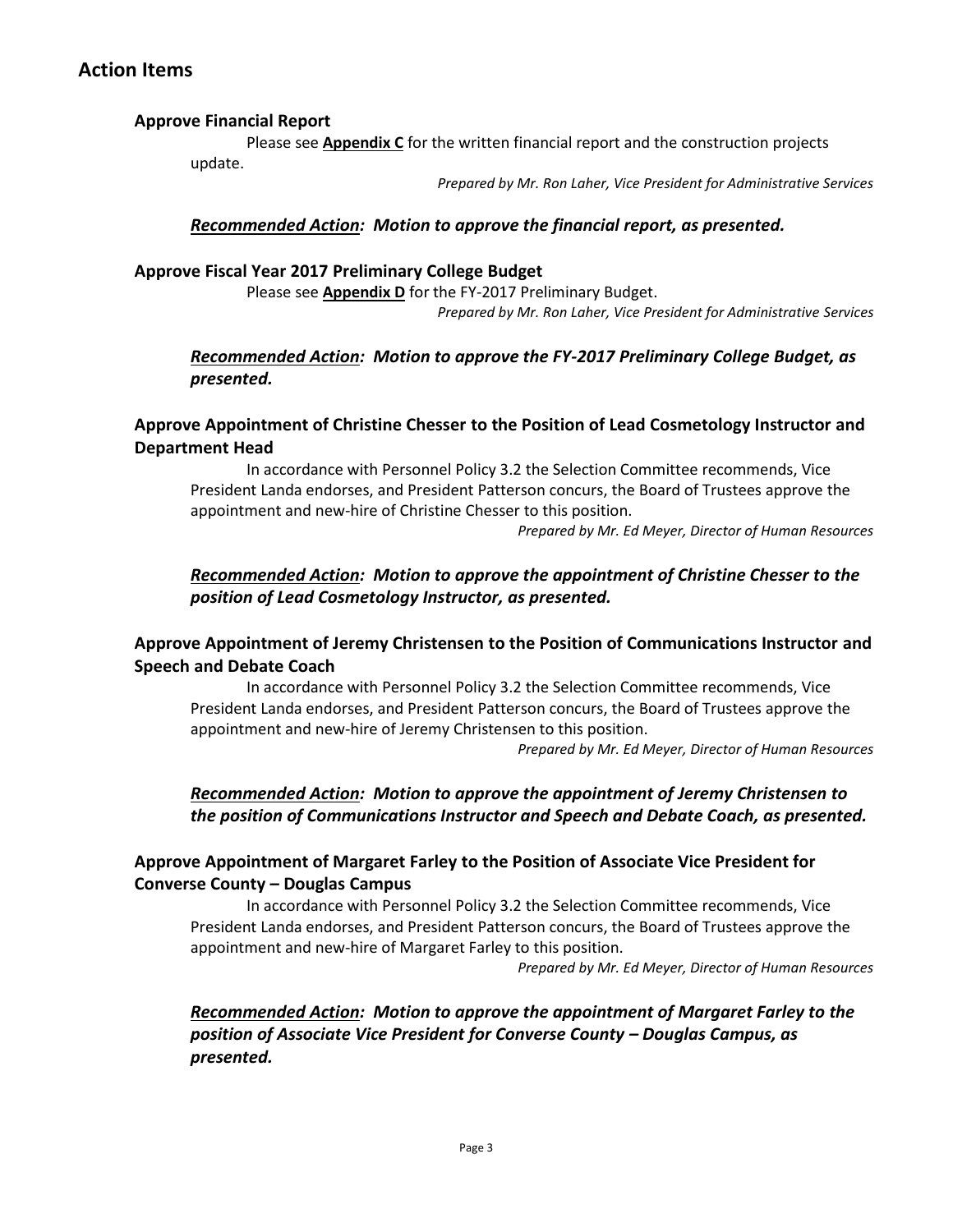## Action Items

### Approve Financial Report

Please see **Appendix C** for the written financial report and the construction projects update.

*Prepared by Mr. Ron Laher, Vice President for Administrative Services*

***Recommended Action*: Motion to approve the financial report, as presented.**

### Approve Fiscal Year 2017 Preliminary College Budget

Please see **Appendix D** for the FY-2017 Preliminary Budget.

*Prepared by Mr. Ron Laher, Vice President for Administrative Services*

***Recommended Action*: Motion to approve the FY-2017 Preliminary College Budget, as presented.**

### Approve Appointment of Christine Chesser to the Position of Lead Cosmetology Instructor and Department Head

In accordance with Personnel Policy 3.2 the Selection Committee recommends, Vice President Landa endorses, and President Patterson concurs, the Board of Trustees approve the appointment and new-hire of Christine Chesser to this position.

*Prepared by Mr. Ed Meyer, Director of Human Resources*

***Recommended Action*: Motion to approve the appointment of Christine Chesser to the position of Lead Cosmetology Instructor, as presented.**

### Approve Appointment of Jeremy Christensen to the Position of Communications Instructor and Speech and Debate Coach

In accordance with Personnel Policy 3.2 the Selection Committee recommends, Vice President Landa endorses, and President Patterson concurs, the Board of Trustees approve the appointment and new-hire of Jeremy Christensen to this position.

*Prepared by Mr. Ed Meyer, Director of Human Resources*

***Recommended Action*: Motion to approve the appointment of Jeremy Christensen to the position of Communications Instructor and Speech and Debate Coach, as presented.**

### Approve Appointment of Margaret Farley to the Position of Associate Vice President for Converse County – Douglas Campus

In accordance with Personnel Policy 3.2 the Selection Committee recommends, Vice President Landa endorses, and President Patterson concurs, the Board of Trustees approve the appointment and new-hire of Margaret Farley to this position.

*Prepared by Mr. Ed Meyer, Director of Human Resources*

***Recommended Action*: Motion to approve the appointment of Margaret Farley to the position of Associate Vice President for Converse County – Douglas Campus, as presented.**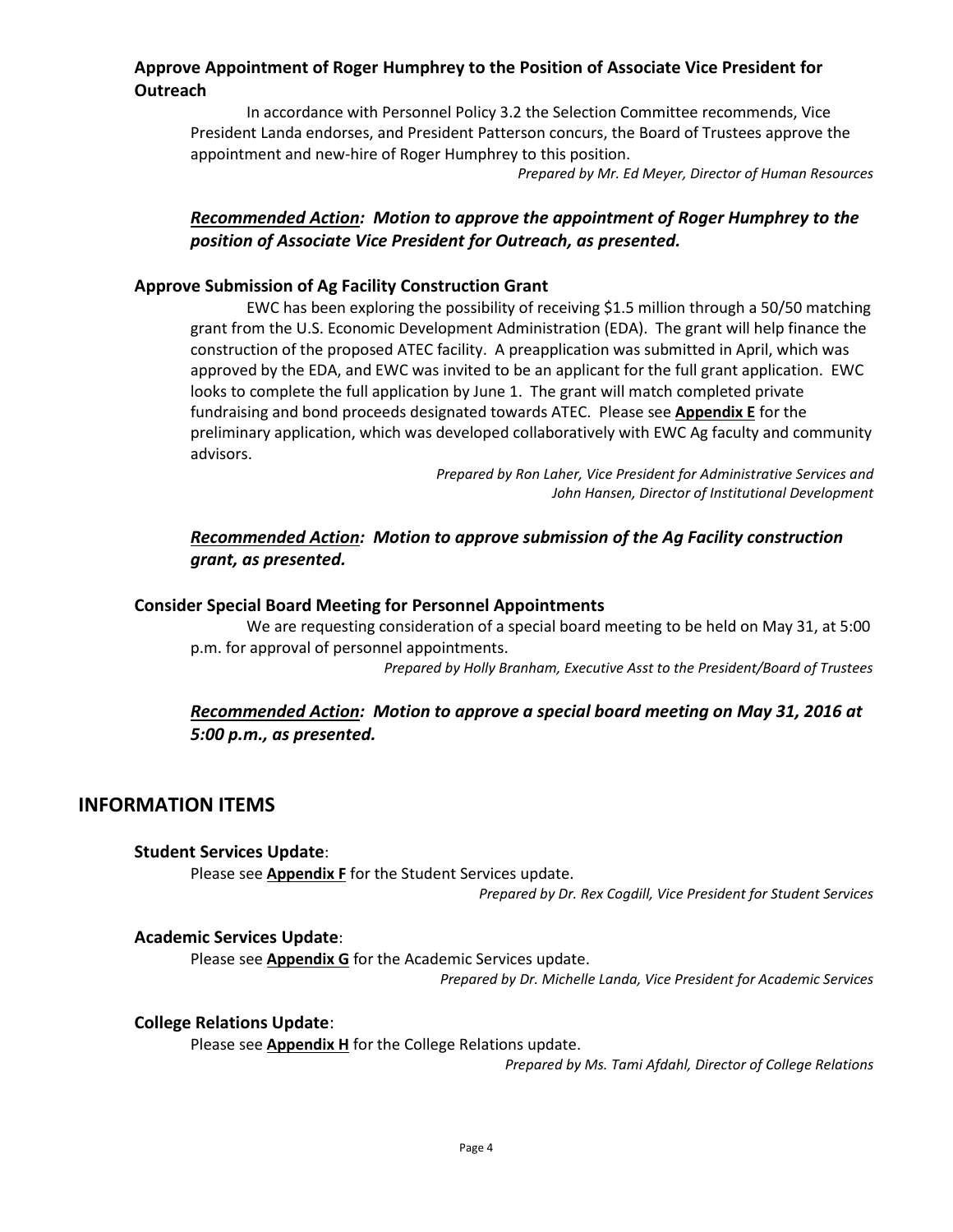### Approve Appointment of Roger Humphrey to the Position of Associate Vice President for Outreach

In accordance with Personnel Policy 3.2 the Selection Committee recommends, Vice President Landa endorses, and President Patterson concurs, the Board of Trustees approve the appointment and new-hire of Roger Humphrey to this position.

*Prepared by Mr. Ed Meyer, Director of Human Resources*

***Recommended Action*: Motion to approve the appointment of Roger Humphrey to the position of Associate Vice President for Outreach, as presented.**

### Approve Submission of Ag Facility Construction Grant

EWC has been exploring the possibility of receiving $1.5 million through a 50/50 matching grant from the U.S. Economic Development Administration (EDA). The grant will help finance the construction of the proposed ATEC facility. A preapplication was submitted in April, which was approved by the EDA, and EWC was invited to be an applicant for the full grant application. EWC looks to complete the full application by June 1. The grant will match completed private fundraising and bond proceeds designated towards ATEC. Please see **Appendix E** for the preliminary application, which was developed collaboratively with EWC Ag faculty and community advisors.

*Prepared by Ron Laher, Vice President for Administrative Services and John Hansen, Director of Institutional Development*

***Recommended Action*: Motion to approve submission of the Ag Facility construction grant, as presented.**

### Consider Special Board Meeting for Personnel Appointments

We are requesting consideration of a special board meeting to be held on May 31, at 5:00 p.m. for approval of personnel appointments.

*Prepared by Holly Branham, Executive Asst to the President/Board of Trustees*

***Recommended Action*: Motion to approve a special board meeting on May 31, 2016 at 5:00 p.m., as presented.**

## INFORMATION ITEMS

### Student Services Update:

Please see **Appendix F** for the Student Services update.

*Prepared by Dr. Rex Cogdill, Vice President for Student Services*

### Academic Services Update:

Please see **Appendix G** for the Academic Services update.

*Prepared by Dr. Michelle Landa, Vice President for Academic Services*

### College Relations Update:

Please see **Appendix H** for the College Relations update.

*Prepared by Ms. Tami Afdahl, Director of College Relations*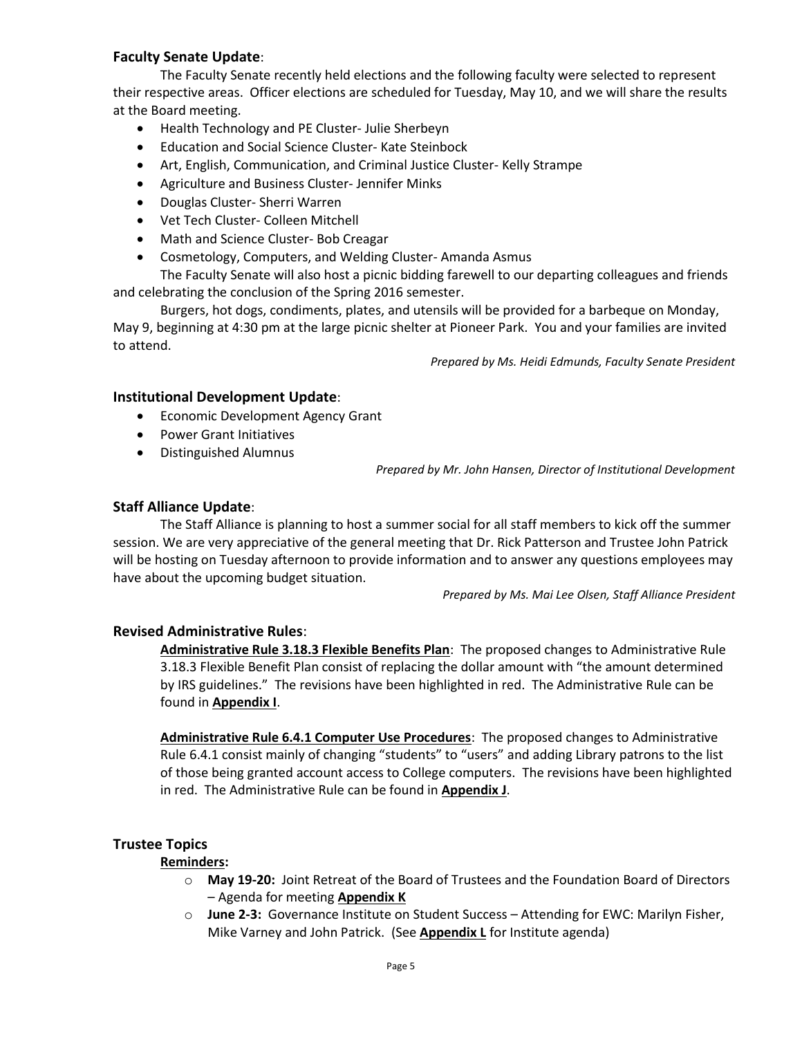**Faculty Senate Update**:

The Faculty Senate recently held elections and the following faculty were selected to represent their respective areas. Officer elections are scheduled for Tuesday, May 10, and we will share the results at the Board meeting.

- Health Technology and PE Cluster- Julie Sherbeyn
- Education and Social Science Cluster- Kate Steinbock
- Art, English, Communication, and Criminal Justice Cluster- Kelly Strampe
- Agriculture and Business Cluster- Jennifer Minks
- Douglas Cluster- Sherri Warren
- Vet Tech Cluster- Colleen Mitchell
- Math and Science Cluster- Bob Creagar
- Cosmetology, Computers, and Welding Cluster- Amanda Asmus

The Faculty Senate will also host a picnic bidding farewell to our departing colleagues and friends and celebrating the conclusion of the Spring 2016 semester.

Burgers, hot dogs, condiments, plates, and utensils will be provided for a barbeque on Monday, May 9, beginning at 4:30 pm at the large picnic shelter at Pioneer Park. You and your families are invited to attend.

*Prepared by Ms. Heidi Edmunds, Faculty Senate President*

**Institutional Development Update**:

- Economic Development Agency Grant
- Power Grant Initiatives
- Distinguished Alumnus

*Prepared by Mr. John Hansen, Director of Institutional Development*

**Staff Alliance Update**:

The Staff Alliance is planning to host a summer social for all staff members to kick off the summer session. We are very appreciative of the general meeting that Dr. Rick Patterson and Trustee John Patrick will be hosting on Tuesday afternoon to provide information and to answer any questions employees may have about the upcoming budget situation.

*Prepared by Ms. Mai Lee Olsen, Staff Alliance President*

**Revised Administrative Rules**:

**Administrative Rule 3.18.3 Flexible Benefits Plan**: The proposed changes to Administrative Rule 3.18.3 Flexible Benefit Plan consist of replacing the dollar amount with "the amount determined by IRS guidelines." The revisions have been highlighted in red. The Administrative Rule can be found in **Appendix I**.

**Administrative Rule 6.4.1 Computer Use Procedures**: The proposed changes to Administrative Rule 6.4.1 consist mainly of changing "students" to "users" and adding Library patrons to the list of those being granted account access to College computers. The revisions have been highlighted in red. The Administrative Rule can be found in **Appendix J**.

**Trustee Topics**

**Reminders:**

- **May 19-20:** Joint Retreat of the Board of Trustees and the Foundation Board of Directors – Agenda for meeting **Appendix K**
- **June 2-3:** Governance Institute on Student Success – Attending for EWC: Marilyn Fisher, Mike Varney and John Patrick. (See **Appendix L** for Institute agenda)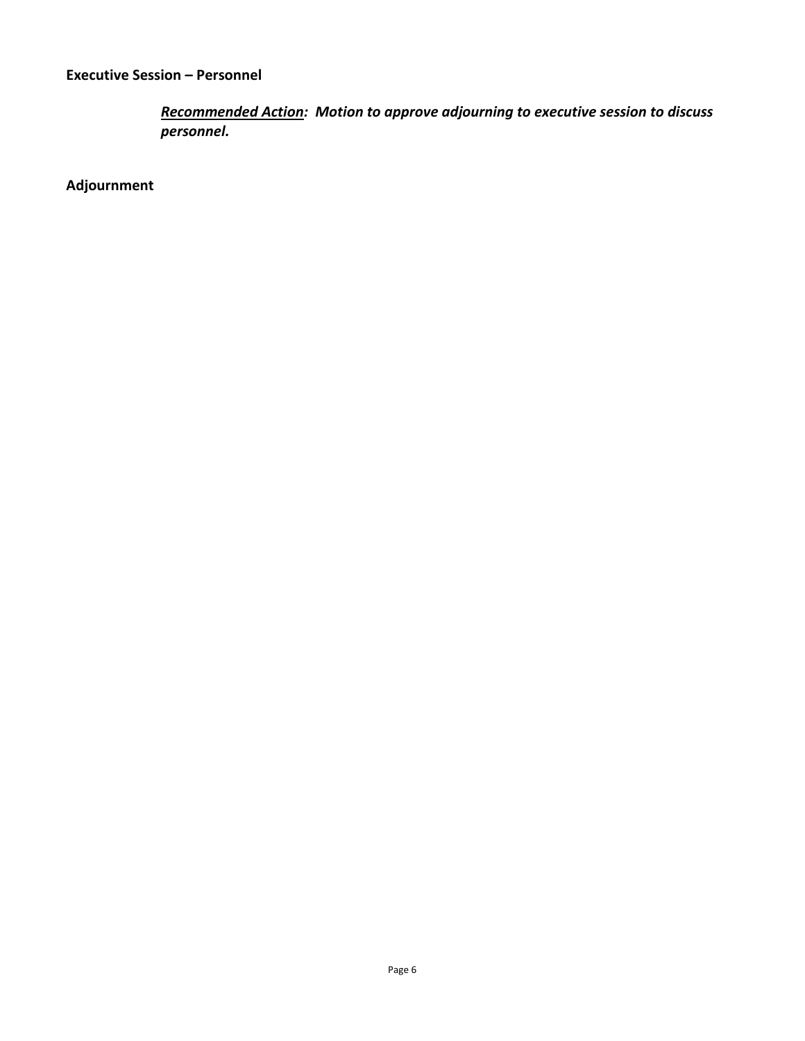**Executive Session – Personnel**

> ***<u>Recommended Action</u>: Motion to approve adjourning to executive session to discuss personnel.***

**Adjournment**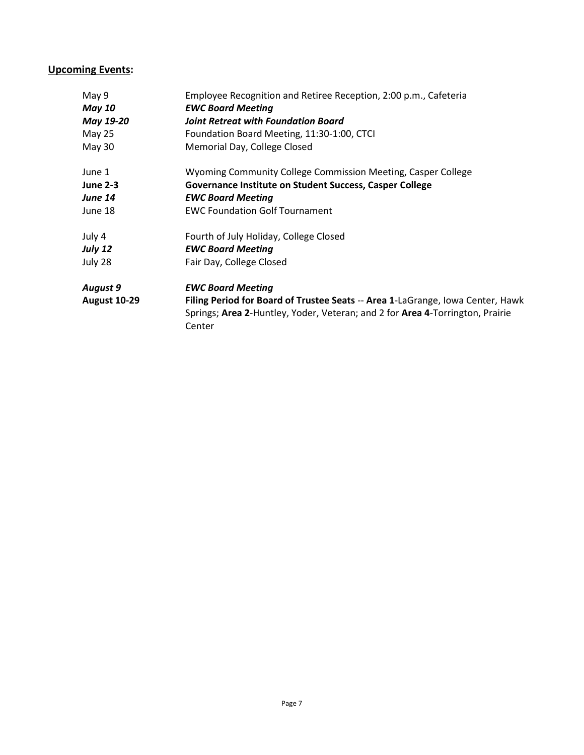**<u>Upcoming Events</u>:**

| | |
|---|---|
| May 9 | Employee Recognition and Retiree Reception, 2:00 p.m., Cafeteria |
| ***May 10*** | ***EWC Board Meeting*** |
| ***May 19-20*** | ***Joint Retreat with Foundation Board*** |
| May 25 | Foundation Board Meeting, 11:30-1:00, CTCI |
| May 30 | Memorial Day, College Closed |
| June 1 | Wyoming Community College Commission Meeting, Casper College |
| **June 2-3** | **Governance Institute on Student Success, Casper College** |
| ***June 14*** | ***EWC Board Meeting*** |
| June 18 | EWC Foundation Golf Tournament |
| July 4 | Fourth of July Holiday, College Closed |
| ***July 12*** | ***EWC Board Meeting*** |
| July 28 | Fair Day, College Closed |
| ***August 9*** | ***EWC Board Meeting*** |
| **August 10-29** | **Filing Period for Board of Trustee Seats** -- **Area 1**-LaGrange, Iowa Center, Hawk Springs; **Area 2**-Huntley, Yoder, Veteran; and 2 for **Area 4**-Torrington, Prairie Center |